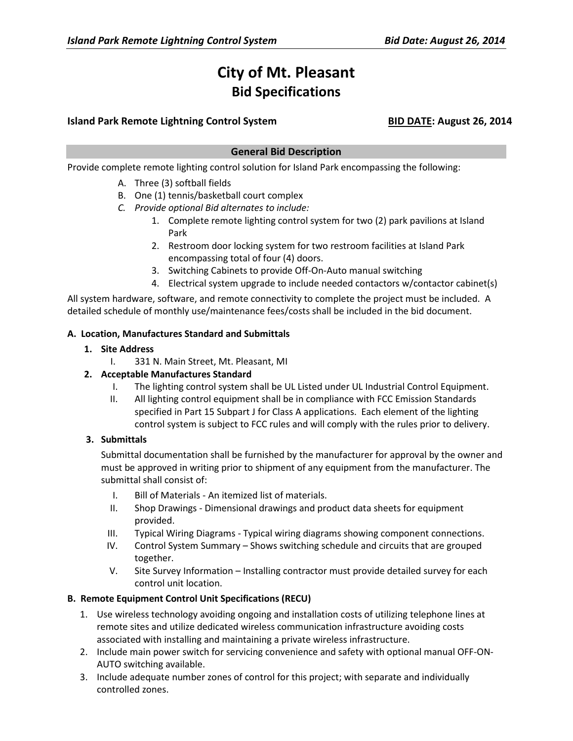# City of Mt. Pleasant
## Bid Specifications

**Island Park Remote Lightning Control System** **BID DATE: August 26, 2014**

### General Bid Description

Provide complete remote lighting control solution for Island Park encompassing the following:

A. Three (3) softball fields
B. One (1) tennis/basketball court complex
C. *Provide optional Bid alternates to include:*
   1. Complete remote lighting control system for two (2) park pavilions at Island Park
   2. Restroom door locking system for two restroom facilities at Island Park encompassing total of four (4) doors.
   3. Switching Cabinets to provide Off-On-Auto manual switching
   4. Electrical system upgrade to include needed contactors w/contactor cabinet(s)

All system hardware, software, and remote connectivity to complete the project must be included. A detailed schedule of monthly use/maintenance fees/costs shall be included in the bid document.

**A. Location, Manufactures Standard and Submittals**

1. **Site Address**
   I. 331 N. Main Street, Mt. Pleasant, MI
2. **Acceptable Manufactures Standard**
   I. The lighting control system shall be UL Listed under UL Industrial Control Equipment.
   II. All lighting control equipment shall be in compliance with FCC Emission Standards specified in Part 15 Subpart J for Class A applications. Each element of the lighting control system is subject to FCC rules and will comply with the rules prior to delivery.
3. **Submittals**

   Submittal documentation shall be furnished by the manufacturer for approval by the owner and must be approved in writing prior to shipment of any equipment from the manufacturer. The submittal shall consist of:

   I. Bill of Materials - An itemized list of materials.
   II. Shop Drawings - Dimensional drawings and product data sheets for equipment provided.
   III. Typical Wiring Diagrams - Typical wiring diagrams showing component connections.
   IV. Control System Summary – Shows switching schedule and circuits that are grouped together.
   V. Site Survey Information – Installing contractor must provide detailed survey for each control unit location.

**B. Remote Equipment Control Unit Specifications (RECU)**

1. Use wireless technology avoiding ongoing and installation costs of utilizing telephone lines at remote sites and utilize dedicated wireless communication infrastructure avoiding costs associated with installing and maintaining a private wireless infrastructure.
2. Include main power switch for servicing convenience and safety with optional manual OFF-ON-AUTO switching available.
3. Include adequate number zones of control for this project; with separate and individually controlled zones.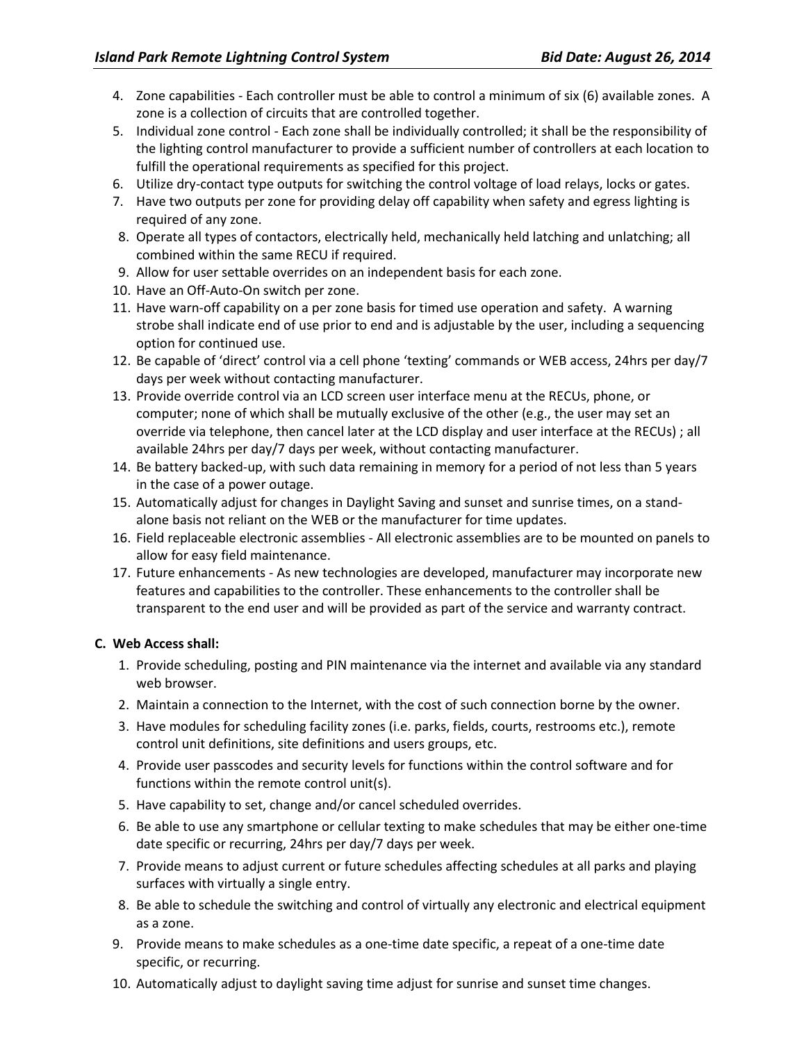4. Zone capabilities - Each controller must be able to control a minimum of six (6) available zones. A zone is a collection of circuits that are controlled together.
5. Individual zone control - Each zone shall be individually controlled; it shall be the responsibility of the lighting control manufacturer to provide a sufficient number of controllers at each location to fulfill the operational requirements as specified for this project.
6. Utilize dry-contact type outputs for switching the control voltage of load relays, locks or gates.
7. Have two outputs per zone for providing delay off capability when safety and egress lighting is required of any zone.
8. Operate all types of contactors, electrically held, mechanically held latching and unlatching; all combined within the same RECU if required.
9. Allow for user settable overrides on an independent basis for each zone.
10. Have an Off-Auto-On switch per zone.
11. Have warn-off capability on a per zone basis for timed use operation and safety. A warning strobe shall indicate end of use prior to end and is adjustable by the user, including a sequencing option for continued use.
12. Be capable of 'direct' control via a cell phone 'texting' commands or WEB access, 24hrs per day/7 days per week without contacting manufacturer.
13. Provide override control via an LCD screen user interface menu at the RECUs, phone, or computer; none of which shall be mutually exclusive of the other (e.g., the user may set an override via telephone, then cancel later at the LCD display and user interface at the RECUs) ; all available 24hrs per day/7 days per week, without contacting manufacturer.
14. Be battery backed-up, with such data remaining in memory for a period of not less than 5 years in the case of a power outage.
15. Automatically adjust for changes in Daylight Saving and sunset and sunrise times, on a stand-alone basis not reliant on the WEB or the manufacturer for time updates.
16. Field replaceable electronic assemblies - All electronic assemblies are to be mounted on panels to allow for easy field maintenance.
17. Future enhancements - As new technologies are developed, manufacturer may incorporate new features and capabilities to the controller. These enhancements to the controller shall be transparent to the end user and will be provided as part of the service and warranty contract.

**C. Web Access shall:**

1. Provide scheduling, posting and PIN maintenance via the internet and available via any standard web browser.
2. Maintain a connection to the Internet, with the cost of such connection borne by the owner.
3. Have modules for scheduling facility zones (i.e. parks, fields, courts, restrooms etc.), remote control unit definitions, site definitions and users groups, etc.
4. Provide user passcodes and security levels for functions within the control software and for functions within the remote control unit(s).
5. Have capability to set, change and/or cancel scheduled overrides.
6. Be able to use any smartphone or cellular texting to make schedules that may be either one-time date specific or recurring, 24hrs per day/7 days per week.
7. Provide means to adjust current or future schedules affecting schedules at all parks and playing surfaces with virtually a single entry.
8. Be able to schedule the switching and control of virtually any electronic and electrical equipment as a zone.
9. Provide means to make schedules as a one-time date specific, a repeat of a one-time date specific, or recurring.
10. Automatically adjust to daylight saving time adjust for sunrise and sunset time changes.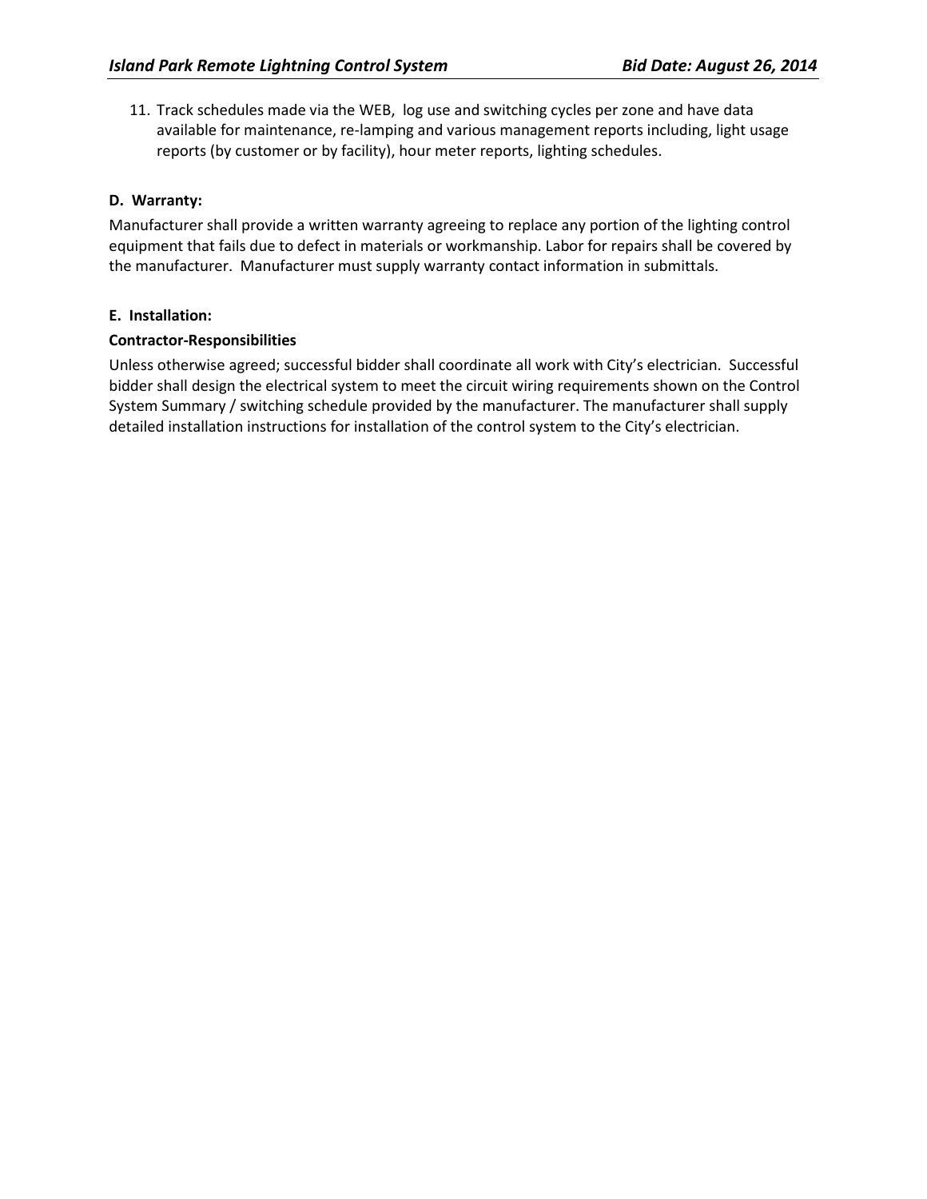11. Track schedules made via the WEB,  log use and switching cycles per zone and have data available for maintenance, re-lamping and various management reports including, light usage reports (by customer or by facility), hour meter reports, lighting schedules.

**D.  Warranty:**

Manufacturer shall provide a written warranty agreeing to replace any portion of the lighting control equipment that fails due to defect in materials or workmanship. Labor for repairs shall be covered by the manufacturer.  Manufacturer must supply warranty contact information in submittals.

**E.  Installation:**

**Contractor-Responsibilities**

Unless otherwise agreed; successful bidder shall coordinate all work with City's electrician.  Successful bidder shall design the electrical system to meet the circuit wiring requirements shown on the Control System Summary / switching schedule provided by the manufacturer. The manufacturer shall supply detailed installation instructions for installation of the control system to the City's electrician.